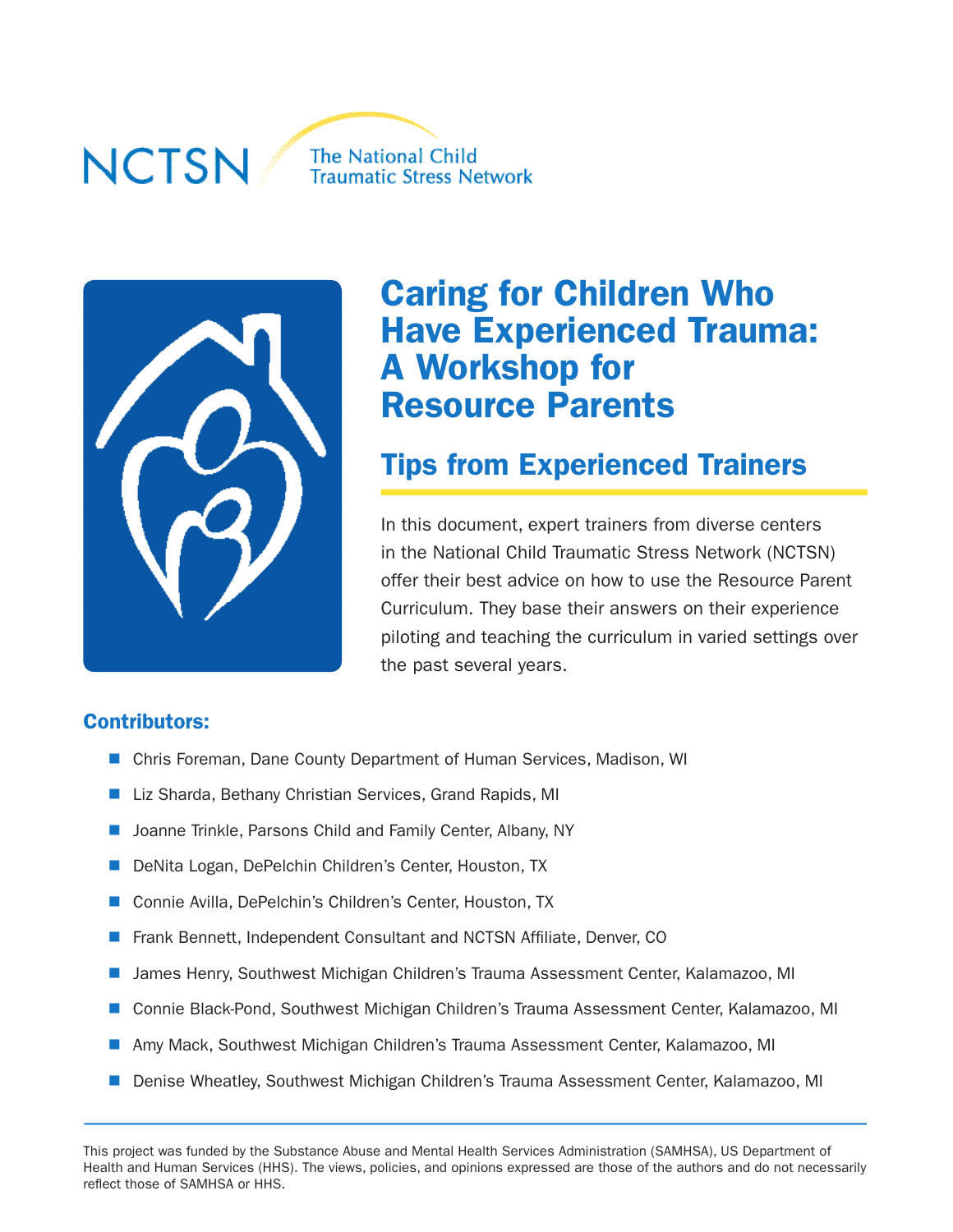NCTSN The National Child Traumatic Stress Network

# Caring for Children Who Have Experienced Trauma: A Workshop for Resource Parents

## Tips from Experienced Trainers

In this document, expert trainers from diverse centers in the National Child Traumatic Stress Network (NCTSN) offer their best advice on how to use the Resource Parent Curriculum. They base their answers on their experience piloting and teaching the curriculum in varied settings over the past several years.

### Contributors:

- Chris Foreman, Dane County Department of Human Services, Madison, WI
- Liz Sharda, Bethany Christian Services, Grand Rapids, MI
- Joanne Trinkle, Parsons Child and Family Center, Albany, NY
- DeNita Logan, DePelchin Children's Center, Houston, TX
- Connie Avilla, DePelchin's Children's Center, Houston, TX
- Frank Bennett, Independent Consultant and NCTSN Affiliate, Denver, CO
- James Henry, Southwest Michigan Children's Trauma Assessment Center, Kalamazoo, MI
- Connie Black-Pond, Southwest Michigan Children's Trauma Assessment Center, Kalamazoo, MI
- Amy Mack, Southwest Michigan Children's Trauma Assessment Center, Kalamazoo, MI
- Denise Wheatley, Southwest Michigan Children's Trauma Assessment Center, Kalamazoo, MI

This project was funded by the Substance Abuse and Mental Health Services Administration (SAMHSA), US Department of Health and Human Services (HHS). The views, policies, and opinions expressed are those of the authors and do not necessarily reflect those of SAMHSA or HHS.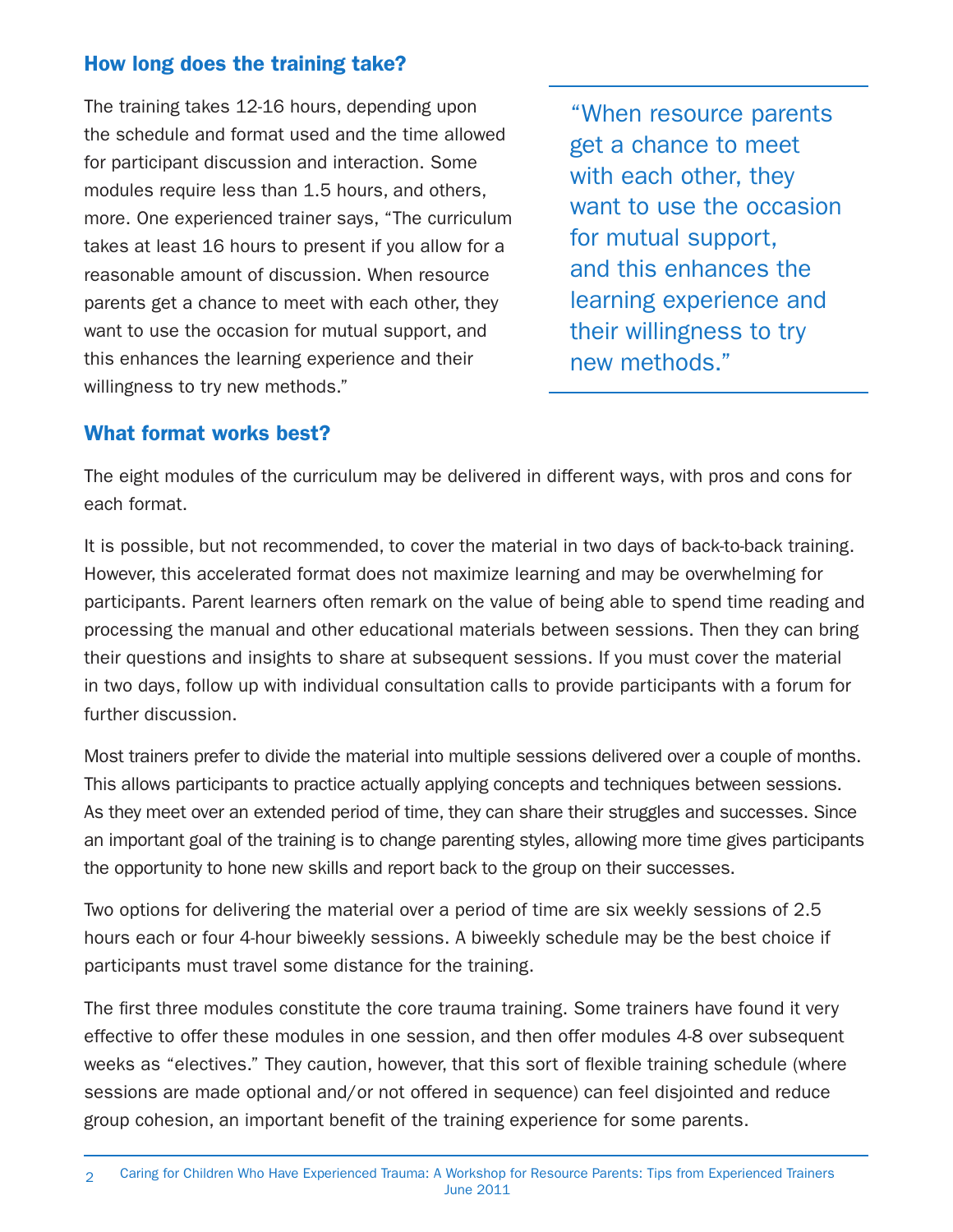## How long does the training take?

The training takes 12-16 hours, depending upon the schedule and format used and the time allowed for participant discussion and interaction. Some modules require less than 1.5 hours, and others, more. One experienced trainer says, “The curriculum takes at least 16 hours to present if you allow for a reasonable amount of discussion. When resource parents get a chance to meet with each other, they want to use the occasion for mutual support, and this enhances the learning experience and their willingness to try new methods.”

> “When resource parents get a chance to meet with each other, they want to use the occasion for mutual support, and this enhances the learning experience and their willingness to try new methods.”

## What format works best?

The eight modules of the curriculum may be delivered in different ways, with pros and cons for each format.

It is possible, but not recommended, to cover the material in two days of back-to-back training. However, this accelerated format does not maximize learning and may be overwhelming for participants. Parent learners often remark on the value of being able to spend time reading and processing the manual and other educational materials between sessions. Then they can bring their questions and insights to share at subsequent sessions. If you must cover the material in two days, follow up with individual consultation calls to provide participants with a forum for further discussion.

Most trainers prefer to divide the material into multiple sessions delivered over a couple of months. This allows participants to practice actually applying concepts and techniques between sessions. As they meet over an extended period of time, they can share their struggles and successes. Since an important goal of the training is to change parenting styles, allowing more time gives participants the opportunity to hone new skills and report back to the group on their successes.

Two options for delivering the material over a period of time are six weekly sessions of 2.5 hours each or four 4-hour biweekly sessions. A biweekly schedule may be the best choice if participants must travel some distance for the training.

The first three modules constitute the core trauma training. Some trainers have found it very effective to offer these modules in one session, and then offer modules 4-8 over subsequent weeks as “electives.” They caution, however, that this sort of flexible training schedule (where sessions are made optional and/or not offered in sequence) can feel disjointed and reduce group cohesion, an important benefit of the training experience for some parents.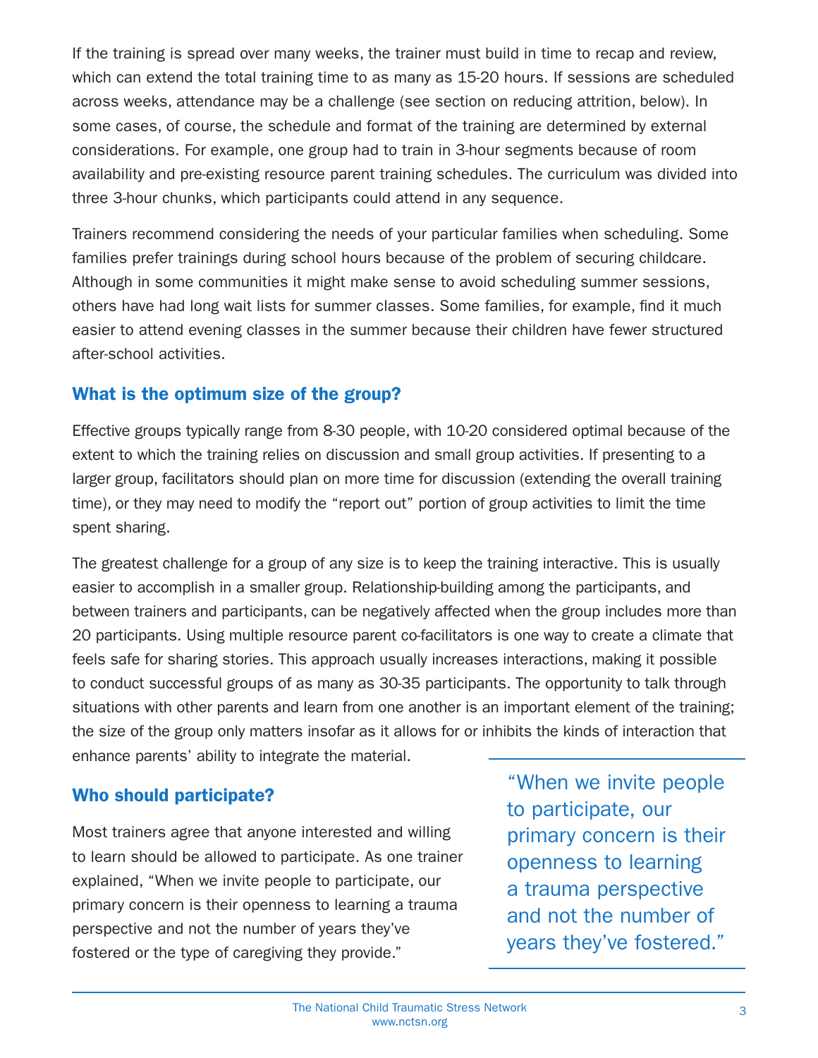If the training is spread over many weeks, the trainer must build in time to recap and review, which can extend the total training time to as many as 15-20 hours. If sessions are scheduled across weeks, attendance may be a challenge (see section on reducing attrition, below). In some cases, of course, the schedule and format of the training are determined by external considerations. For example, one group had to train in 3-hour segments because of room availability and pre-existing resource parent training schedules. The curriculum was divided into three 3-hour chunks, which participants could attend in any sequence.

Trainers recommend considering the needs of your particular families when scheduling. Some families prefer trainings during school hours because of the problem of securing childcare. Although in some communities it might make sense to avoid scheduling summer sessions, others have had long wait lists for summer classes. Some families, for example, find it much easier to attend evening classes in the summer because their children have fewer structured after-school activities.

## What is the optimum size of the group?

Effective groups typically range from 8-30 people, with 10-20 considered optimal because of the extent to which the training relies on discussion and small group activities. If presenting to a larger group, facilitators should plan on more time for discussion (extending the overall training time), or they may need to modify the "report out" portion of group activities to limit the time spent sharing.

The greatest challenge for a group of any size is to keep the training interactive. This is usually easier to accomplish in a smaller group. Relationship-building among the participants, and between trainers and participants, can be negatively affected when the group includes more than 20 participants. Using multiple resource parent co-facilitators is one way to create a climate that feels safe for sharing stories. This approach usually increases interactions, making it possible to conduct successful groups of as many as 30-35 participants. The opportunity to talk through situations with other parents and learn from one another is an important element of the training; the size of the group only matters insofar as it allows for or inhibits the kinds of interaction that enhance parents' ability to integrate the material.

## Who should participate?

Most trainers agree that anyone interested and willing to learn should be allowed to participate. As one trainer explained, "When we invite people to participate, our primary concern is their openness to learning a trauma perspective and not the number of years they've fostered or the type of caregiving they provide."

> "When we invite people to participate, our primary concern is their openness to learning a trauma perspective and not the number of years they've fostered."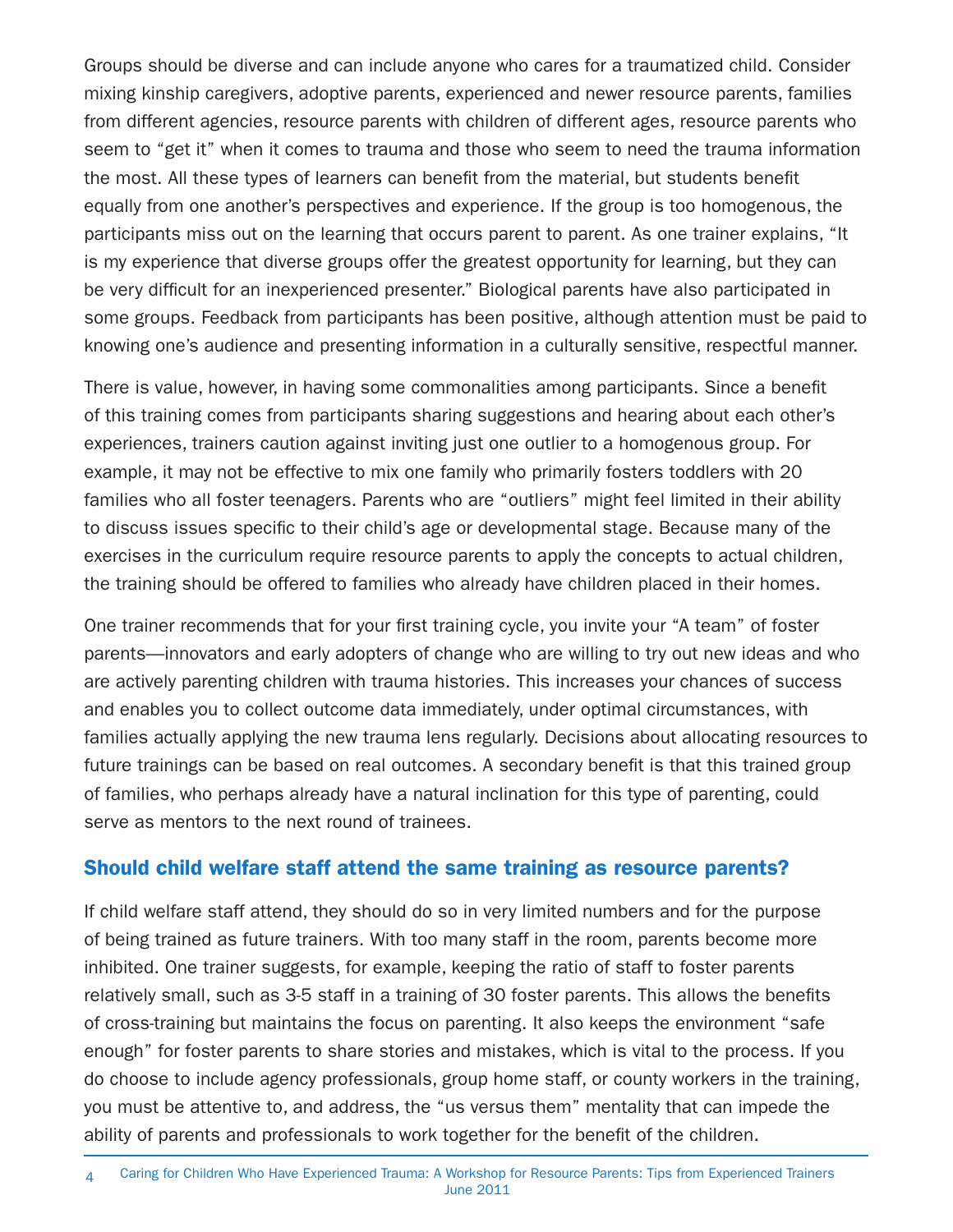Groups should be diverse and can include anyone who cares for a traumatized child. Consider mixing kinship caregivers, adoptive parents, experienced and newer resource parents, families from different agencies, resource parents with children of different ages, resource parents who seem to "get it" when it comes to trauma and those who seem to need the trauma information the most. All these types of learners can benefit from the material, but students benefit equally from one another's perspectives and experience. If the group is too homogenous, the participants miss out on the learning that occurs parent to parent. As one trainer explains, "It is my experience that diverse groups offer the greatest opportunity for learning, but they can be very difficult for an inexperienced presenter." Biological parents have also participated in some groups. Feedback from participants has been positive, although attention must be paid to knowing one's audience and presenting information in a culturally sensitive, respectful manner.

There is value, however, in having some commonalities among participants. Since a benefit of this training comes from participants sharing suggestions and hearing about each other's experiences, trainers caution against inviting just one outlier to a homogenous group. For example, it may not be effective to mix one family who primarily fosters toddlers with 20 families who all foster teenagers. Parents who are "outliers" might feel limited in their ability to discuss issues specific to their child's age or developmental stage. Because many of the exercises in the curriculum require resource parents to apply the concepts to actual children, the training should be offered to families who already have children placed in their homes.

One trainer recommends that for your first training cycle, you invite your "A team" of foster parents—innovators and early adopters of change who are willing to try out new ideas and who are actively parenting children with trauma histories. This increases your chances of success and enables you to collect outcome data immediately, under optimal circumstances, with families actually applying the new trauma lens regularly. Decisions about allocating resources to future trainings can be based on real outcomes. A secondary benefit is that this trained group of families, who perhaps already have a natural inclination for this type of parenting, could serve as mentors to the next round of trainees.

## Should child welfare staff attend the same training as resource parents?

If child welfare staff attend, they should do so in very limited numbers and for the purpose of being trained as future trainers. With too many staff in the room, parents become more inhibited. One trainer suggests, for example, keeping the ratio of staff to foster parents relatively small, such as 3-5 staff in a training of 30 foster parents. This allows the benefits of cross-training but maintains the focus on parenting. It also keeps the environment "safe enough" for foster parents to share stories and mistakes, which is vital to the process. If you do choose to include agency professionals, group home staff, or county workers in the training, you must be attentive to, and address, the "us versus them" mentality that can impede the ability of parents and professionals to work together for the benefit of the children.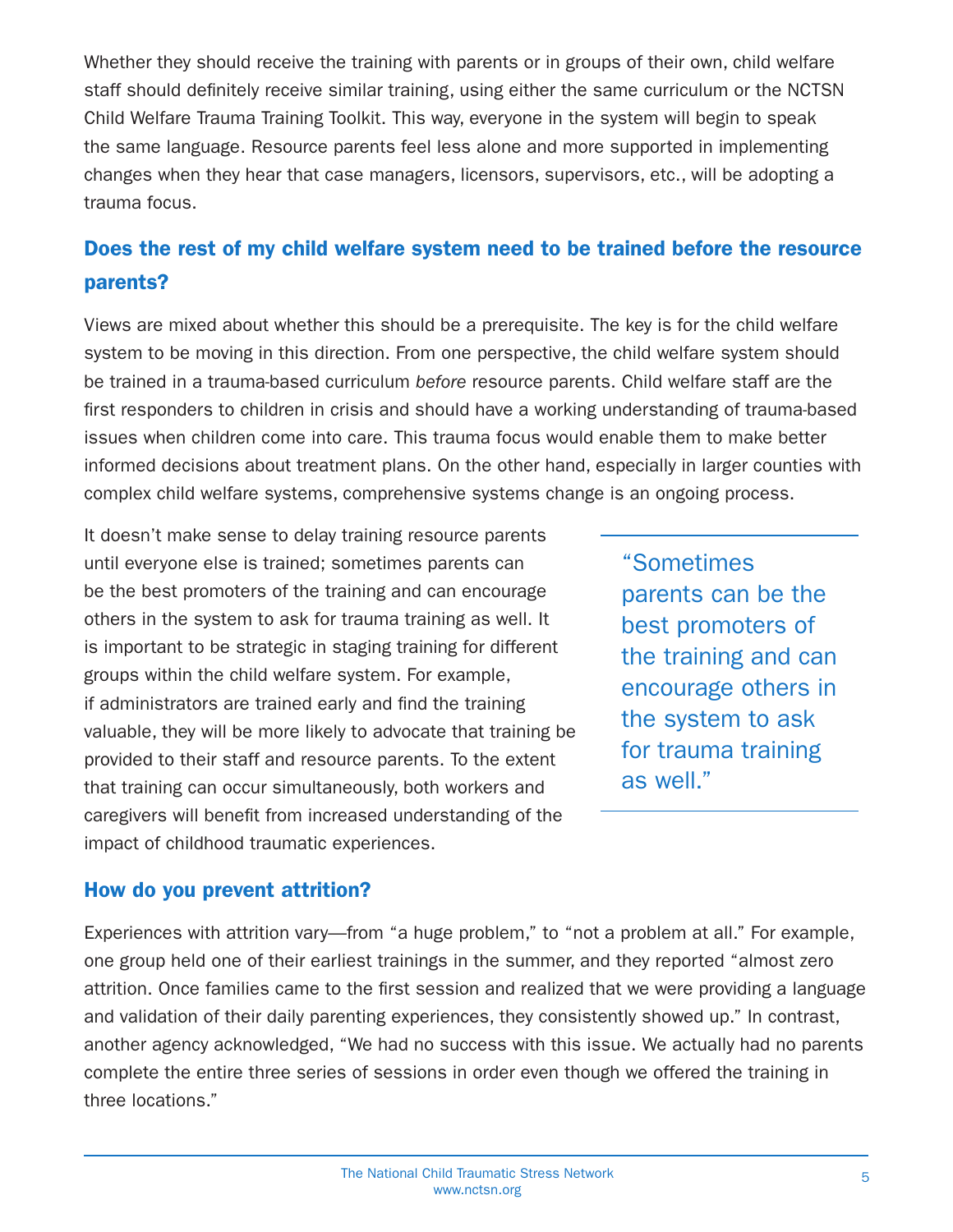Whether they should receive the training with parents or in groups of their own, child welfare staff should definitely receive similar training, using either the same curriculum or the NCTSN Child Welfare Trauma Training Toolkit. This way, everyone in the system will begin to speak the same language. Resource parents feel less alone and more supported in implementing changes when they hear that case managers, licensors, supervisors, etc., will be adopting a trauma focus.

## Does the rest of my child welfare system need to be trained before the resource parents?

Views are mixed about whether this should be a prerequisite. The key is for the child welfare system to be moving in this direction. From one perspective, the child welfare system should be trained in a trauma-based curriculum *before* resource parents. Child welfare staff are the first responders to children in crisis and should have a working understanding of trauma-based issues when children come into care. This trauma focus would enable them to make better informed decisions about treatment plans. On the other hand, especially in larger counties with complex child welfare systems, comprehensive systems change is an ongoing process.

It doesn't make sense to delay training resource parents until everyone else is trained; sometimes parents can be the best promoters of the training and can encourage others in the system to ask for trauma training as well. It is important to be strategic in staging training for different groups within the child welfare system. For example, if administrators are trained early and find the training valuable, they will be more likely to advocate that training be provided to their staff and resource parents. To the extent that training can occur simultaneously, both workers and caregivers will benefit from increased understanding of the impact of childhood traumatic experiences.

> "Sometimes parents can be the best promoters of the training and can encourage others in the system to ask for trauma training as well."

## How do you prevent attrition?

Experiences with attrition vary—from "a huge problem," to "not a problem at all." For example, one group held one of their earliest trainings in the summer, and they reported "almost zero attrition. Once families came to the first session and realized that we were providing a language and validation of their daily parenting experiences, they consistently showed up." In contrast, another agency acknowledged, "We had no success with this issue. We actually had no parents complete the entire three series of sessions in order even though we offered the training in three locations."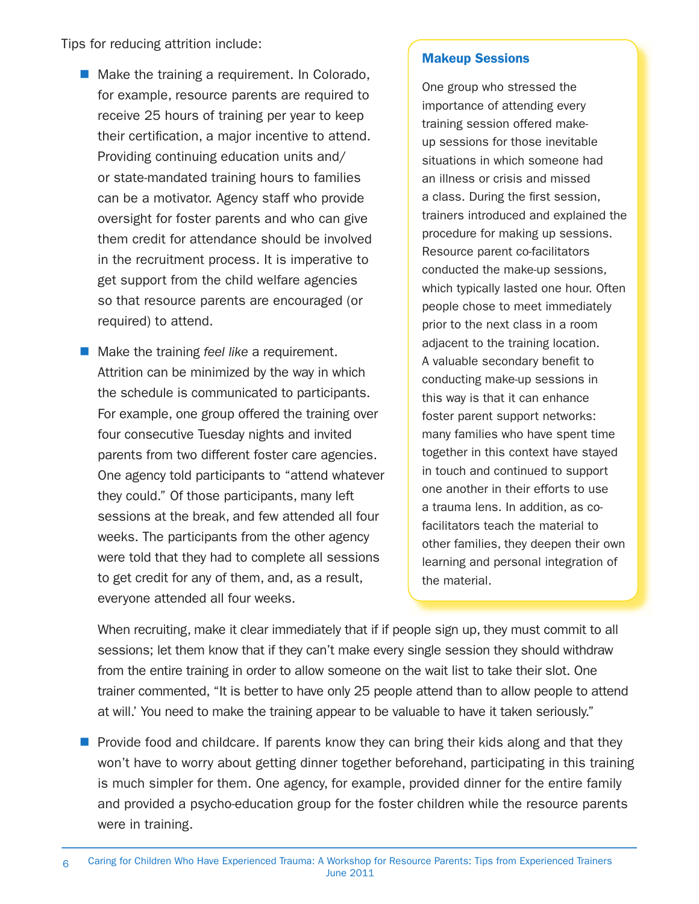Tips for reducing attrition include:

- Make the training a requirement. In Colorado, for example, resource parents are required to receive 25 hours of training per year to keep their certification, a major incentive to attend. Providing continuing education units and/or state-mandated training hours to families can be a motivator. Agency staff who provide oversight for foster parents and who can give them credit for attendance should be involved in the recruitment process. It is imperative to get support from the child welfare agencies so that resource parents are encouraged (or required) to attend.

- Make the training *feel like* a requirement. Attrition can be minimized by the way in which the schedule is communicated to participants. For example, one group offered the training over four consecutive Tuesday nights and invited parents from two different foster care agencies. One agency told participants to "attend whatever they could." Of those participants, many left sessions at the break, and few attended all four weeks. The participants from the other agency were told that they had to complete all sessions to get credit for any of them, and, as a result, everyone attended all four weeks.

  When recruiting, make it clear immediately that if if people sign up, they must commit to all sessions; let them know that if they can't make every single session they should withdraw from the entire training in order to allow someone on the wait list to take their slot. One trainer commented, "It is better to have only 25 people attend than to allow people to attend at will.' You need to make the training appear to be valuable to have it taken seriously."

- Provide food and childcare. If parents know they can bring their kids along and that they won't have to worry about getting dinner together beforehand, participating in this training is much simpler for them. One agency, for example, provided dinner for the entire family and provided a psycho-education group for the foster children while the resource parents were in training.

### Makeup Sessions

One group who stressed the importance of attending every training session offered make-up sessions for those inevitable situations in which someone had an illness or crisis and missed a class. During the first session, trainers introduced and explained the procedure for making up sessions. Resource parent co-facilitators conducted the make-up sessions, which typically lasted one hour. Often people chose to meet immediately prior to the next class in a room adjacent to the training location. A valuable secondary benefit to conducting make-up sessions in this way is that it can enhance foster parent support networks: many families who have spent time together in this context have stayed in touch and continued to support one another in their efforts to use a trauma lens. In addition, as co-facilitators teach the material to other families, they deepen their own learning and personal integration of the material.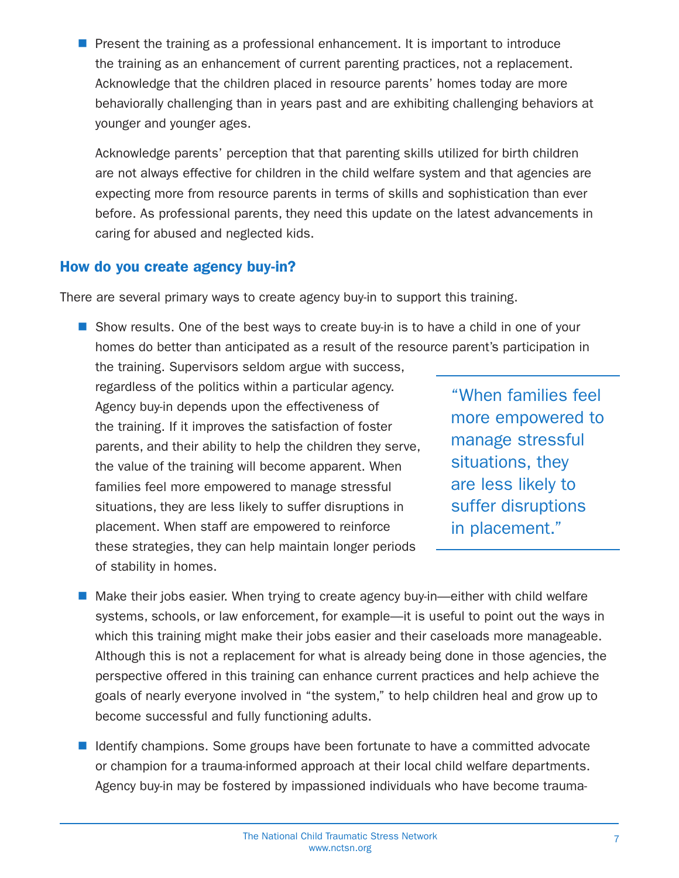- Present the training as a professional enhancement. It is important to introduce the training as an enhancement of current parenting practices, not a replacement. Acknowledge that the children placed in resource parents' homes today are more behaviorally challenging than in years past and are exhibiting challenging behaviors at younger and younger ages.

  Acknowledge parents' perception that that parenting skills utilized for birth children are not always effective for children in the child welfare system and that agencies are expecting more from resource parents in terms of skills and sophistication than ever before. As professional parents, they need this update on the latest advancements in caring for abused and neglected kids.

## How do you create agency buy-in?

There are several primary ways to create agency buy-in to support this training.

- Show results. One of the best ways to create buy-in is to have a child in one of your homes do better than anticipated as a result of the resource parent's participation in the training. Supervisors seldom argue with success, regardless of the politics within a particular agency. Agency buy-in depends upon the effectiveness of the training. If it improves the satisfaction of foster parents, and their ability to help the children they serve, the value of the training will become apparent. When families feel more empowered to manage stressful situations, they are less likely to suffer disruptions in placement. When staff are empowered to reinforce these strategies, they can help maintain longer periods of stability in homes.

> "When families feel more empowered to manage stressful situations, they are less likely to suffer disruptions in placement."

- Make their jobs easier. When trying to create agency buy-in—either with child welfare systems, schools, or law enforcement, for example—it is useful to point out the ways in which this training might make their jobs easier and their caseloads more manageable. Although this is not a replacement for what is already being done in those agencies, the perspective offered in this training can enhance current practices and help achieve the goals of nearly everyone involved in "the system," to help children heal and grow up to become successful and fully functioning adults.

- Identify champions. Some groups have been fortunate to have a committed advocate or champion for a trauma-informed approach at their local child welfare departments. Agency buy-in may be fostered by impassioned individuals who have become trauma-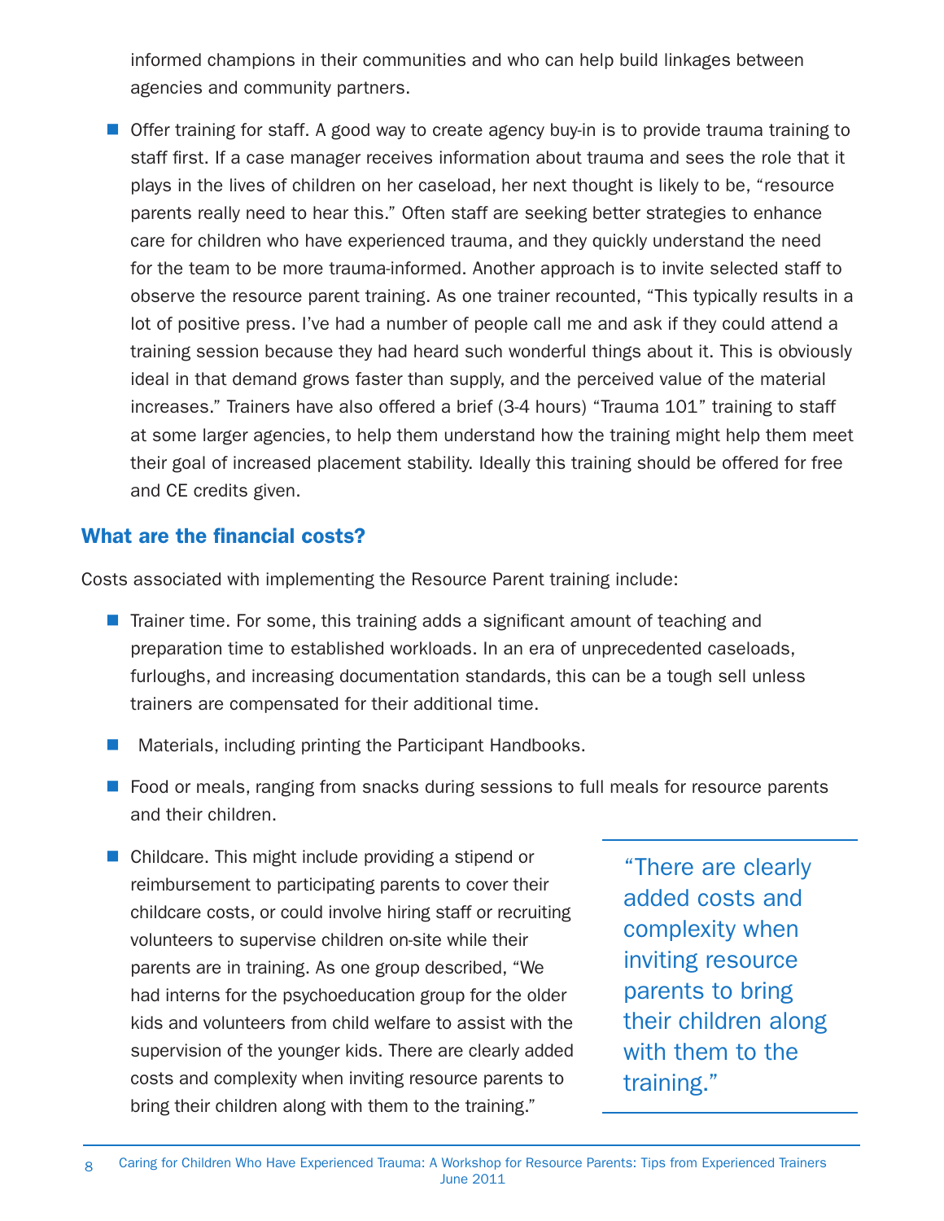informed champions in their communities and who can help build linkages between agencies and community partners.

- Offer training for staff. A good way to create agency buy-in is to provide trauma training to staff first. If a case manager receives information about trauma and sees the role that it plays in the lives of children on her caseload, her next thought is likely to be, "resource parents really need to hear this." Often staff are seeking better strategies to enhance care for children who have experienced trauma, and they quickly understand the need for the team to be more trauma-informed. Another approach is to invite selected staff to observe the resource parent training. As one trainer recounted, "This typically results in a lot of positive press. I've had a number of people call me and ask if they could attend a training session because they had heard such wonderful things about it. This is obviously ideal in that demand grows faster than supply, and the perceived value of the material increases." Trainers have also offered a brief (3-4 hours) "Trauma 101" training to staff at some larger agencies, to help them understand how the training might help them meet their goal of increased placement stability. Ideally this training should be offered for free and CE credits given.

## What are the financial costs?

Costs associated with implementing the Resource Parent training include:

- Trainer time. For some, this training adds a significant amount of teaching and preparation time to established workloads. In an era of unprecedented caseloads, furloughs, and increasing documentation standards, this can be a tough sell unless trainers are compensated for their additional time.
- Materials, including printing the Participant Handbooks.
- Food or meals, ranging from snacks during sessions to full meals for resource parents and their children.
- Childcare. This might include providing a stipend or reimbursement to participating parents to cover their childcare costs, or could involve hiring staff or recruiting volunteers to supervise children on-site while their parents are in training. As one group described, "We had interns for the psychoeducation group for the older kids and volunteers from child welfare to assist with the supervision of the younger kids. There are clearly added costs and complexity when inviting resource parents to bring their children along with them to the training."

> "There are clearly added costs and complexity when inviting resource parents to bring their children along with them to the training."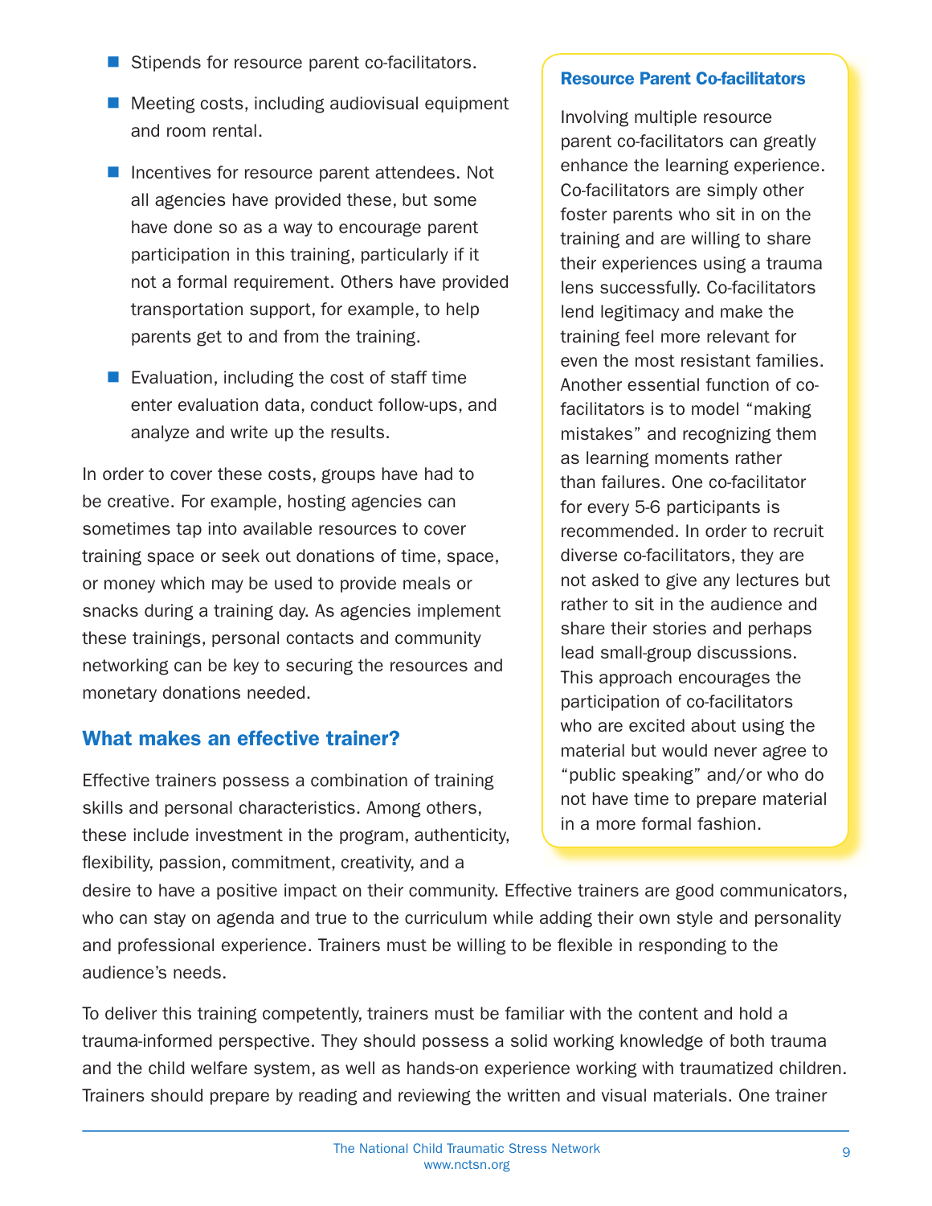- Stipends for resource parent co-facilitators.
- Meeting costs, including audiovisual equipment and room rental.
- Incentives for resource parent attendees. Not all agencies have provided these, but some have done so as a way to encourage parent participation in this training, particularly if it not a formal requirement. Others have provided transportation support, for example, to help parents get to and from the training.
- Evaluation, including the cost of staff time enter evaluation data, conduct follow-ups, and analyze and write up the results.

In order to cover these costs, groups have had to be creative. For example, hosting agencies can sometimes tap into available resources to cover training space or seek out donations of time, space, or money which may be used to provide meals or snacks during a training day. As agencies implement these trainings, personal contacts and community networking can be key to securing the resources and monetary donations needed.

**Resource Parent Co-facilitators**

Involving multiple resource parent co-facilitators can greatly enhance the learning experience. Co-facilitators are simply other foster parents who sit in on the training and are willing to share their experiences using a trauma lens successfully. Co-facilitators lend legitimacy and make the training feel more relevant for even the most resistant families. Another essential function of co-facilitators is to model "making mistakes" and recognizing them as learning moments rather than failures. One co-facilitator for every 5-6 participants is recommended. In order to recruit diverse co-facilitators, they are not asked to give any lectures but rather to sit in the audience and share their stories and perhaps lead small-group discussions. This approach encourages the participation of co-facilitators who are excited about using the material but would never agree to "public speaking" and/or who do not have time to prepare material in a more formal fashion.

## What makes an effective trainer?

Effective trainers possess a combination of training skills and personal characteristics. Among others, these include investment in the program, authenticity, flexibility, passion, commitment, creativity, and a desire to have a positive impact on their community. Effective trainers are good communicators, who can stay on agenda and true to the curriculum while adding their own style and personality and professional experience. Trainers must be willing to be flexible in responding to the audience's needs.

To deliver this training competently, trainers must be familiar with the content and hold a trauma-informed perspective. They should possess a solid working knowledge of both trauma and the child welfare system, as well as hands-on experience working with traumatized children. Trainers should prepare by reading and reviewing the written and visual materials. One trainer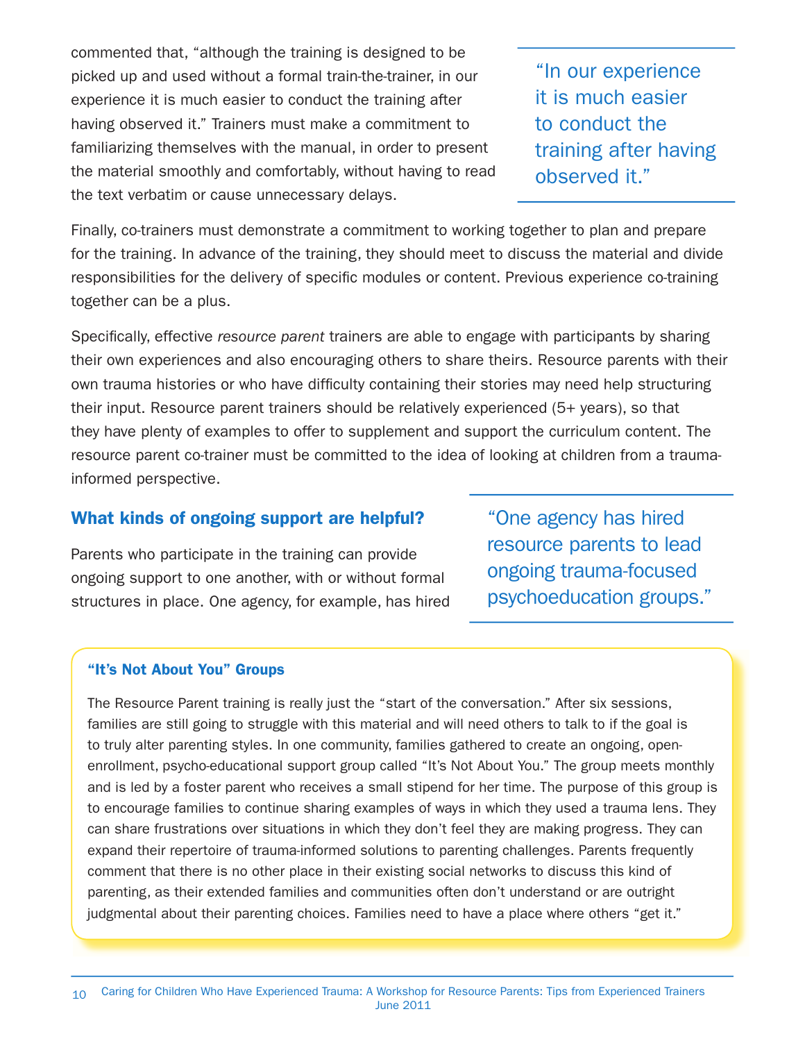commented that, "although the training is designed to be picked up and used without a formal train-the-trainer, in our experience it is much easier to conduct the training after having observed it." Trainers must make a commitment to familiarizing themselves with the manual, in order to present the material smoothly and comfortably, without having to read the text verbatim or cause unnecessary delays.

> "In our experience it is much easier to conduct the training after having observed it."

Finally, co-trainers must demonstrate a commitment to working together to plan and prepare for the training. In advance of the training, they should meet to discuss the material and divide responsibilities for the delivery of specific modules or content. Previous experience co-training together can be a plus.

Specifically, effective *resource parent* trainers are able to engage with participants by sharing their own experiences and also encouraging others to share theirs. Resource parents with their own trauma histories or who have difficulty containing their stories may need help structuring their input. Resource parent trainers should be relatively experienced (5+ years), so that they have plenty of examples to offer to supplement and support the curriculum content. The resource parent co-trainer must be committed to the idea of looking at children from a trauma-informed perspective.

## What kinds of ongoing support are helpful?

Parents who participate in the training can provide ongoing support to one another, with or without formal structures in place. One agency, for example, has hired

> "One agency has hired resource parents to lead ongoing trauma-focused psychoeducation groups."

### "It's Not About You" Groups

The Resource Parent training is really just the "start of the conversation." After six sessions, families are still going to struggle with this material and will need others to talk to if the goal is to truly alter parenting styles. In one community, families gathered to create an ongoing, open-enrollment, psycho-educational support group called "It's Not About You." The group meets monthly and is led by a foster parent who receives a small stipend for her time. The purpose of this group is to encourage families to continue sharing examples of ways in which they used a trauma lens. They can share frustrations over situations in which they don't feel they are making progress. They can expand their repertoire of trauma-informed solutions to parenting challenges. Parents frequently comment that there is no other place in their existing social networks to discuss this kind of parenting, as their extended families and communities often don't understand or are outright judgmental about their parenting choices. Families need to have a place where others "get it."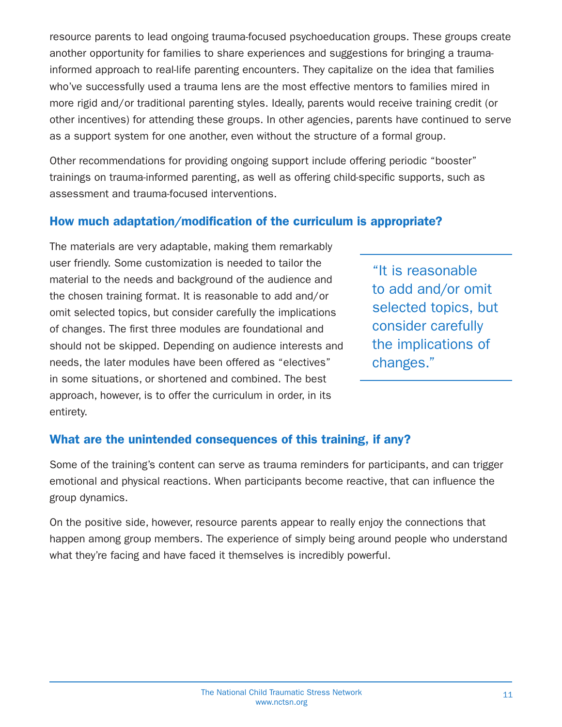resource parents to lead ongoing trauma-focused psychoeducation groups. These groups create another opportunity for families to share experiences and suggestions for bringing a trauma-informed approach to real-life parenting encounters. They capitalize on the idea that families who've successfully used a trauma lens are the most effective mentors to families mired in more rigid and/or traditional parenting styles. Ideally, parents would receive training credit (or other incentives) for attending these groups. In other agencies, parents have continued to serve as a support system for one another, even without the structure of a formal group.

Other recommendations for providing ongoing support include offering periodic "booster" trainings on trauma-informed parenting, as well as offering child-specific supports, such as assessment and trauma-focused interventions.

## How much adaptation/modification of the curriculum is appropriate?

The materials are very adaptable, making them remarkably user friendly. Some customization is needed to tailor the material to the needs and background of the audience and the chosen training format. It is reasonable to add and/or omit selected topics, but consider carefully the implications of changes. The first three modules are foundational and should not be skipped. Depending on audience interests and needs, the later modules have been offered as "electives" in some situations, or shortened and combined. The best approach, however, is to offer the curriculum in order, in its entirety.

> "It is reasonable to add and/or omit selected topics, but consider carefully the implications of changes."

## What are the unintended consequences of this training, if any?

Some of the training's content can serve as trauma reminders for participants, and can trigger emotional and physical reactions. When participants become reactive, that can influence the group dynamics.

On the positive side, however, resource parents appear to really enjoy the connections that happen among group members. The experience of simply being around people who understand what they're facing and have faced it themselves is incredibly powerful.